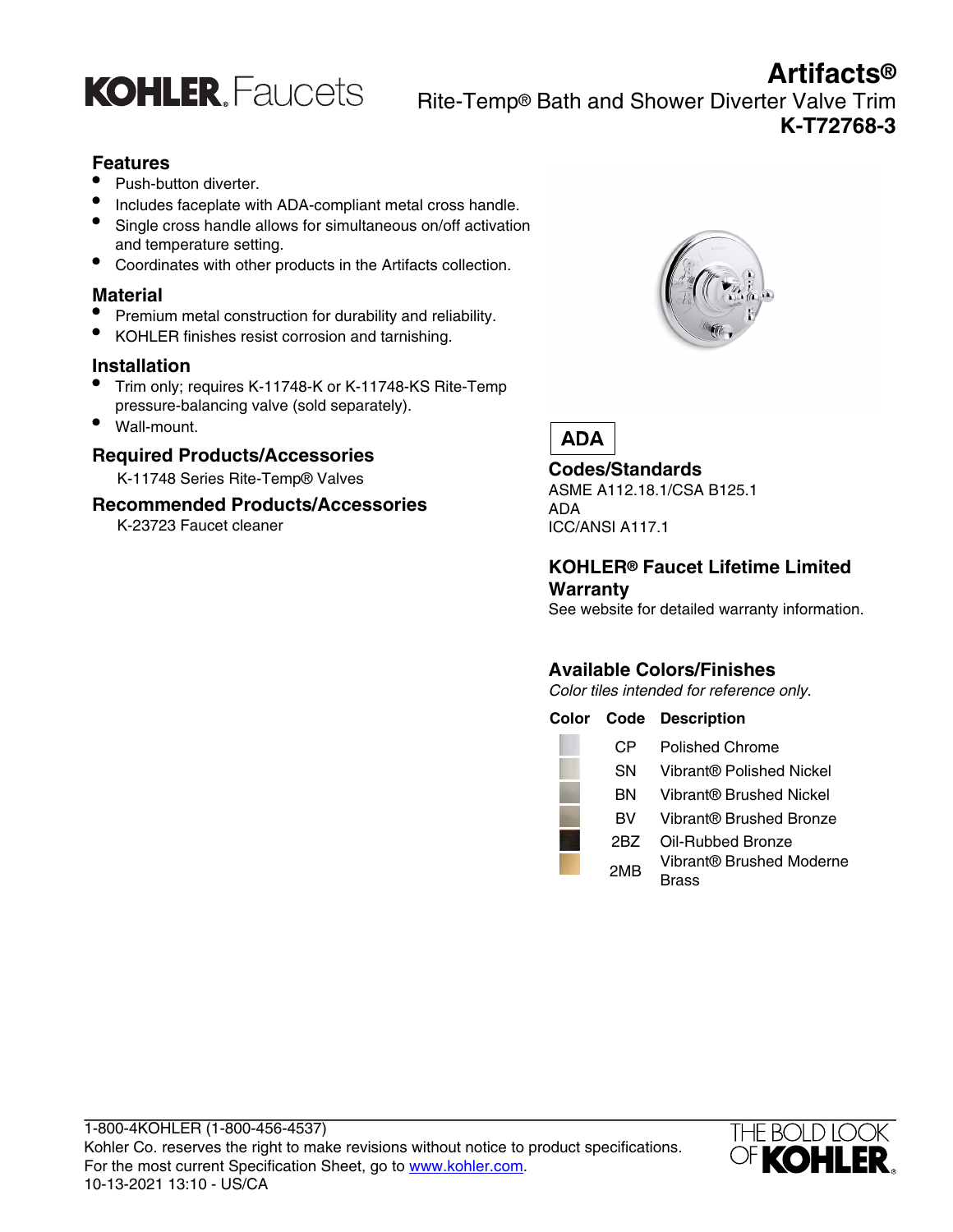# Artifacts®

## Rite-Temp® Bath and Shower Diverter Valve Trim

## K-T72768-3

### Features

- Push-button diverter.
- Includes faceplate with ADA-compliant metal cross handle.
- Single cross handle allows for simultaneous on/off activation and temperature setting.
- Coordinates with other products in the Artifacts collection.

### Material

- Premium metal construction for durability and reliability.
- KOHLER finishes resist corrosion and tarnishing.

### Installation

- Trim only; requires K-11748-K or K-11748-KS Rite-Temp pressure-balancing valve (sold separately).
- Wall-mount.

### Required Products/Accessories

K-11748 Series Rite-Temp® Valves

### Recommended Products/Accessories

K-23723 Faucet cleaner

ADA

### Codes/Standards

ASME A112.18.1/CSA B125.1
ADA
ICC/ANSI A117.1

### KOHLER® Faucet Lifetime Limited Warranty

See website for detailed warranty information.

### Available Colors/Finishes

*Color tiles intended for reference only.*

| Color | Code | Description |
|---|---|---|
| | CP | Polished Chrome |
| | SN | Vibrant® Polished Nickel |
| | BN | Vibrant® Brushed Nickel |
| | BV | Vibrant® Brushed Bronze |
| | 2BZ | Oil-Rubbed Bronze |
| | 2MB | Vibrant® Brushed Moderne Brass |

1-800-4KOHLER (1-800-456-4537)
Kohler Co. reserves the right to make revisions without notice to product specifications.
For the most current Specification Sheet, go to www.kohler.com.
10-13-2021 13:10 - US/CA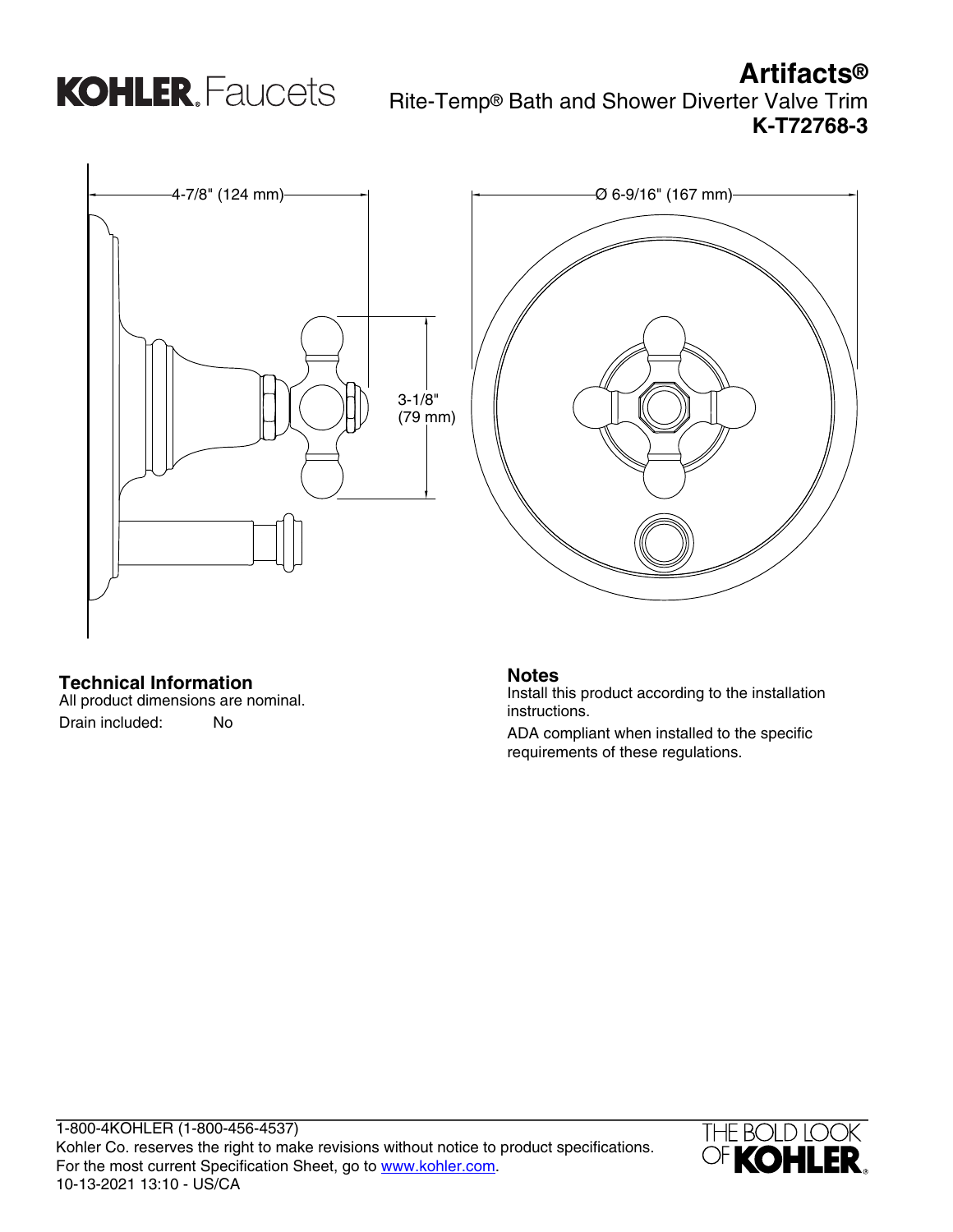# Artifacts®

Rite-Temp® Bath and Shower Diverter Valve Trim

**K-T72768-3**

4-7/8" (124 mm)

Ø 6-9/16" (167 mm)

3-1/8" (79 mm)

## Technical Information

All product dimensions are nominal.

Drain included: No

## Notes

Install this product according to the installation instructions.

ADA compliant when installed to the specific requirements of these regulations.

1-800-4KOHLER (1-800-456-4537)
Kohler Co. reserves the right to make revisions without notice to product specifications.
For the most current Specification Sheet, go to www.kohler.com.
10-13-2021 13:10 - US/CA